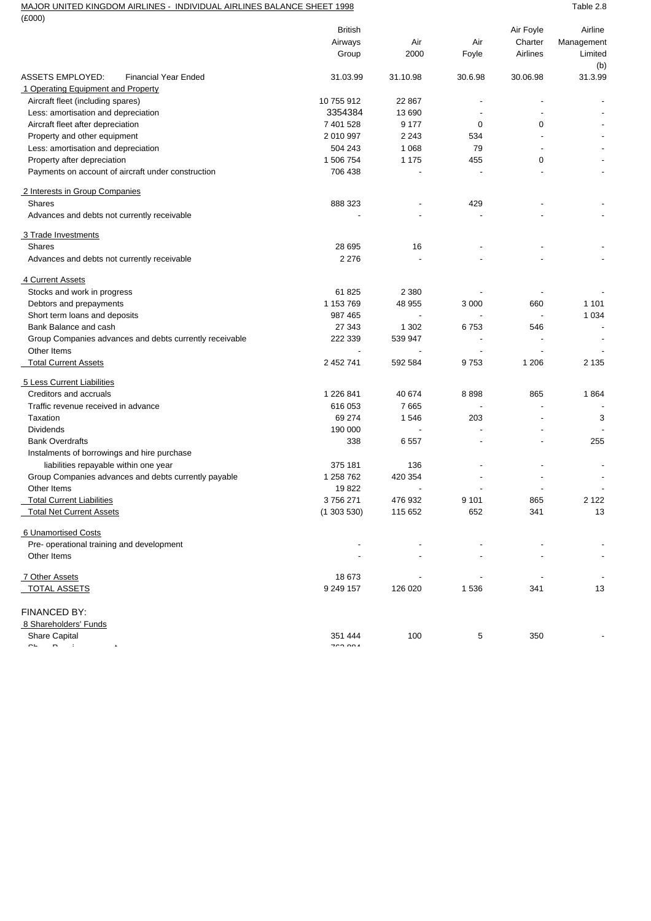MAJOR UNITED KINGDOM AIRLINES - INDIVIDUAL AIRLINES BALANCE SHEET 1998

Table 2.8

(£000)

| | British Airways Group | Air 2000 | Air Foyle | Air Foyle Charter Airlines | Airline Management Limited (b) |
|---|---|---|---|---|---|
| ASSETS EMPLOYED: Financial Year Ended | 31.03.99 | 31.10.98 | 30.6.98 | 30.06.98 | 31.3.99 |
| 1 Operating Equipment and Property | | | | | |
| Aircraft fleet (including spares) | 10 755 912 | 22 867 | - | - | - |
| Less: amortisation and depreciation | 3354384 | 13 690 | - | - | - |
| Aircraft fleet after depreciation | 7 401 528 | 9 177 | 0 | 0 | - |
| Property and other equipment | 2 010 997 | 2 243 | 534 | - | - |
| Less: amortisation and depreciation | 504 243 | 1 068 | 79 | - | - |
| Property after depreciation | 1 506 754 | 1 175 | 455 | 0 | - |
| Payments on account of aircraft under construction | 706 438 | - | - | - | - |
| 2 Interests in Group Companies | | | | | |
| Shares | 888 323 | - | 429 | - | - |
| Advances and debts not currently receivable | - | - | - | - | - |
| 3 Trade Investments | | | | | |
| Shares | 28 695 | 16 | - | - | - |
| Advances and debts not currently receivable | 2 276 | - | - | - | - |
| 4 Current Assets | | | | | |
| Stocks and work in progress | 61 825 | 2 380 | - | - | - |
| Debtors and prepayments | 1 153 769 | 48 955 | 3 000 | 660 | 1 101 |
| Short term loans and deposits | 987 465 | - | - | - | 1 034 |
| Bank Balance and cash | 27 343 | 1 302 | 6 753 | 546 | - |
| Group Companies advances and debts currently receivable | 222 339 | 539 947 | - | - | - |
| Other Items | - | - | - | - | - |
| Total Current Assets | 2 452 741 | 592 584 | 9 753 | 1 206 | 2 135 |
| 5 Less Current Liabilities | | | | | |
| Creditors and accruals | 1 226 841 | 40 674 | 8 898 | 865 | 1 864 |
| Traffic revenue received in advance | 616 053 | 7 665 | - | - | - |
| Taxation | 69 274 | 1 546 | 203 | - | 3 |
| Dividends | 190 000 | - | - | - | - |
| Bank Overdrafts | 338 | 6 557 | - | - | 255 |
| Instalments of borrowings and hire purchase liabilities repayable within one year | 375 181 | 136 | - | - | - |
| Group Companies advances and debts currently payable | 1 258 762 | 420 354 | - | - | - |
| Other Items | 19 822 | - | - | - | - |
| Total Current Liabilities | 3 756 271 | 476 932 | 9 101 | 865 | 2 122 |
| Total Net Current Assets | (1 303 530) | 115 652 | 652 | 341 | 13 |
| 6 Unamortised Costs | | | | | |
| Pre- operational training and development | - | - | - | - | - |
| Other Items | - | - | - | - | - |
| 7 Other Assets | 18 673 | - | - | - | - |
| TOTAL ASSETS | 9 249 157 | 126 020 | 1 536 | 341 | 13 |
| FINANCED BY: | | | | | |
| 8 Shareholders' Funds | | | | | |
| Share Capital | 351 444 | 100 | 5 | 350 | - |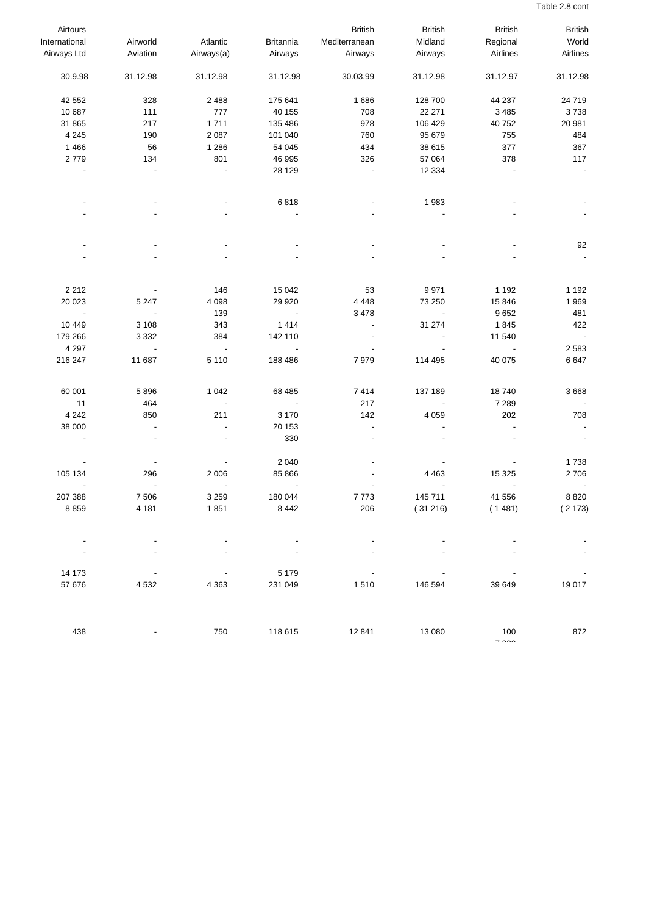Table 2.8 cont

| Airtours International Airways Ltd | Airworld Aviation | Atlantic Airways(a) | Britannia Airways | British Mediterranean Airways | British Midland Airways | British Regional Airlines | British World Airlines |
|---|---|---|---|---|---|---|---|
| 30.9.98 | 31.12.98 | 31.12.98 | 31.12.98 | 30.03.99 | 31.12.98 | 31.12.97 | 31.12.98 |
| 42 552 | 328 | 2 488 | 175 641 | 1 686 | 128 700 | 44 237 | 24 719 |
| 10 687 | 111 | 777 | 40 155 | 708 | 22 271 | 3 485 | 3 738 |
| 31 865 | 217 | 1 711 | 135 486 | 978 | 106 429 | 40 752 | 20 981 |
| 4 245 | 190 | 2 087 | 101 040 | 760 | 95 679 | 755 | 484 |
| 1 466 | 56 | 1 286 | 54 045 | 434 | 38 615 | 377 | 367 |
| 2 779 | 134 | 801 | 46 995 | 326 | 57 064 | 378 | 117 |
| - | - | - | 28 129 | - | 12 334 | - | - |
| - | - | - | 6 818 | - | 1 983 | - | - |
| - | - | - | - | - | - | - | - |
| - | - | - | - | - | - | - | 92 |
| - | - | - | - | - | - | - | - |
| 2 212 | - | 146 | 15 042 | 53 | 9 971 | 1 192 | 1 192 |
| 20 023 | 5 247 | 4 098 | 29 920 | 4 448 | 73 250 | 15 846 | 1 969 |
| - | - | 139 | - | 3 478 | - | 9 652 | 481 |
| 10 449 | 3 108 | 343 | 1 414 | - | 31 274 | 1 845 | 422 |
| 179 266 | 3 332 | 384 | 142 110 | - | - | 11 540 | - |
| 4 297 | - | - | - | - | - | - | 2 583 |
| 216 247 | 11 687 | 5 110 | 188 486 | 7 979 | 114 495 | 40 075 | 6 647 |
| 60 001 | 5 896 | 1 042 | 68 485 | 7 414 | 137 189 | 18 740 | 3 668 |
| 11 | 464 | - | - | 217 | - | 7 289 | - |
| 4 242 | 850 | 211 | 3 170 | 142 | 4 059 | 202 | 708 |
| 38 000 | - | - | 20 153 | - | - | - | - |
| - | - | - | 330 | - | - | - | - |
| - | - | - | 2 040 | - | - | - | 1 738 |
| 105 134 | 296 | 2 006 | 85 866 | - | 4 463 | 15 325 | 2 706 |
| - | - | - | - | - | - | - | - |
| 207 388 | 7 506 | 3 259 | 180 044 | 7 773 | 145 711 | 41 556 | 8 820 |
| 8 859 | 4 181 | 1 851 | 8 442 | 206 | ( 31 216) | ( 1 481) | ( 2 173) |
| - | - | - | - | - | - | - | - |
| - | - | - | - | - | - | - | - |
| 14 173 | - | - | 5 179 | - | - | - | - |
| 57 676 | 4 532 | 4 363 | 231 049 | 1 510 | 146 594 | 39 649 | 19 017 |
| 438 | - | 750 | 118 615 | 12 841 | 13 080 | 100 | 872 |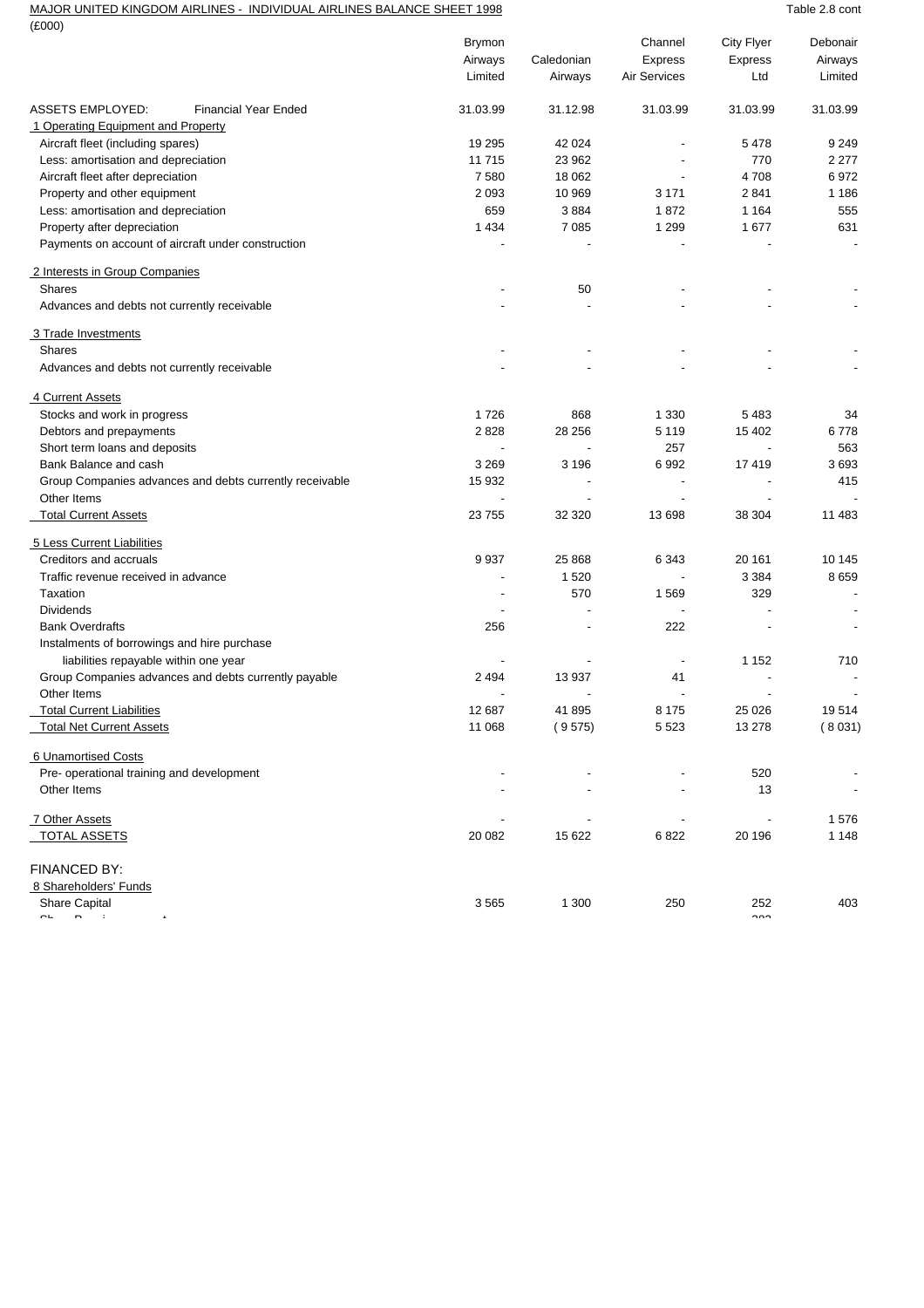MAJOR UNITED KINGDOM AIRLINES - INDIVIDUAL AIRLINES BALANCE SHEET 1998

Table 2.8 cont

(£000)

| | Brymon Airways Limited | Caledonian Airways | Channel Express Air Services | City Flyer Express Ltd | Debonair Airways Limited |
|---|---|---|---|---|---|
| ASSETS EMPLOYED: Financial Year Ended | 31.03.99 | 31.12.98 | 31.03.99 | 31.03.99 | 31.03.99 |
| 1 Operating Equipment and Property | | | | | |
| Aircraft fleet (including spares) | 19 295 | 42 024 | - | 5 478 | 9 249 |
| Less: amortisation and depreciation | 11 715 | 23 962 | - | 770 | 2 277 |
| Aircraft fleet after depreciation | 7 580 | 18 062 | - | 4 708 | 6 972 |
| Property and other equipment | 2 093 | 10 969 | 3 171 | 2 841 | 1 186 |
| Less: amortisation and depreciation | 659 | 3 884 | 1 872 | 1 164 | 555 |
| Property after depreciation | 1 434 | 7 085 | 1 299 | 1 677 | 631 |
| Payments on account of aircraft under construction | - | - | - | - | - |
| 2 Interests in Group Companies | | | | | |
| Shares | - | 50 | - | - | - |
| Advances and debts not currently receivable | - | - | - | - | - |
| 3 Trade Investments | | | | | |
| Shares | - | - | - | - | - |
| Advances and debts not currently receivable | - | - | - | - | - |
| 4 Current Assets | | | | | |
| Stocks and work in progress | 1 726 | 868 | 1 330 | 5 483 | 34 |
| Debtors and prepayments | 2 828 | 28 256 | 5 119 | 15 402 | 6 778 |
| Short term loans and deposits | - | - | 257 | - | 563 |
| Bank Balance and cash | 3 269 | 3 196 | 6 992 | 17 419 | 3 693 |
| Group Companies advances and debts currently receivable | 15 932 | - | - | - | 415 |
| Other Items | - | - | - | - | - |
| Total Current Assets | 23 755 | 32 320 | 13 698 | 38 304 | 11 483 |
| 5 Less Current Liabilities | | | | | |
| Creditors and accruals | 9 937 | 25 868 | 6 343 | 20 161 | 10 145 |
| Traffic revenue received in advance | - | 1 520 | - | 3 384 | 8 659 |
| Taxation | - | 570 | 1 569 | 329 | - |
| Dividends | - | - | - | - | - |
| Bank Overdrafts | 256 | - | 222 | - | - |
| Instalments of borrowings and hire purchase liabilities repayable within one year | - | - | - | 1 152 | 710 |
| Group Companies advances and debts currently payable | 2 494 | 13 937 | 41 | - | - |
| Other Items | - | - | - | - | - |
| Total Current Liabilities | 12 687 | 41 895 | 8 175 | 25 026 | 19 514 |
| Total Net Current Assets | 11 068 | ( 9 575) | 5 523 | 13 278 | ( 8 031) |
| 6 Unamortised Costs | | | | | |
| Pre- operational training and development | - | - | - | 520 | - |
| Other Items | - | - | - | 13 | - |
| 7 Other Assets | - | - | - | - | 1 576 |
| TOTAL ASSETS | 20 082 | 15 622 | 6 822 | 20 196 | 1 148 |
| FINANCED BY: | | | | | |
| 8 Shareholders' Funds | | | | | |
| Share Capital | 3 565 | 1 300 | 250 | 252 | 403 |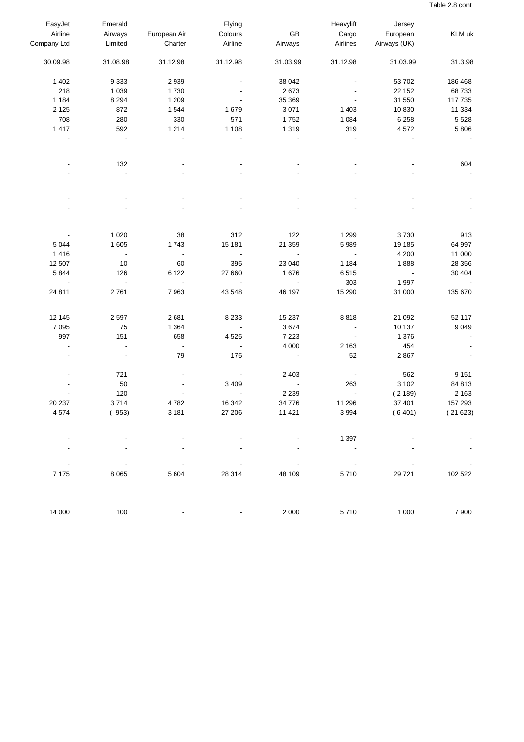Table 2.8 cont

| EasyJet Airline Company Ltd | Emerald Airways Limited | European Air Charter | Flying Colours Airline | GB Airways | Heavylift Cargo Airlines | Jersey European Airways (UK) | KLM uk |
|---|---|---|---|---|---|---|---|
| 30.09.98 | 31.08.98 | 31.12.98 | 31.12.98 | 31.03.99 | 31.12.98 | 31.03.99 | 31.3.98 |
| 1 402 | 9 333 | 2 939 | - | 38 042 | - | 53 702 | 186 468 |
| 218 | 1 039 | 1 730 | - | 2 673 | - | 22 152 | 68 733 |
| 1 184 | 8 294 | 1 209 | - | 35 369 | - | 31 550 | 117 735 |
| 2 125 | 872 | 1 544 | 1 679 | 3 071 | 1 403 | 10 830 | 11 334 |
| 708 | 280 | 330 | 571 | 1 752 | 1 084 | 6 258 | 5 528 |
| 1 417 | 592 | 1 214 | 1 108 | 1 319 | 319 | 4 572 | 5 806 |
| - | - | - | - | - | - | - | - |
| - | 132 | - | - | - | - | - | 604 |
| - | - | - | - | - | - | - | - |
| - | - | - | - | - | - | - | - |
| - | - | - | - | - | - | - | - |
| - | 1 020 | 38 | 312 | 122 | 1 299 | 3 730 | 913 |
| 5 044 | 1 605 | 1 743 | 15 181 | 21 359 | 5 989 | 19 185 | 64 997 |
| 1 416 | - | - | - | - | - | 4 200 | 11 000 |
| 12 507 | 10 | 60 | 395 | 23 040 | 1 184 | 1 888 | 28 356 |
| 5 844 | 126 | 6 122 | 27 660 | 1 676 | 6 515 | - | 30 404 |
| - | - | - | - | - | 303 | 1 997 | - |
| 24 811 | 2 761 | 7 963 | 43 548 | 46 197 | 15 290 | 31 000 | 135 670 |
| 12 145 | 2 597 | 2 681 | 8 233 | 15 237 | 8 818 | 21 092 | 52 117 |
| 7 095 | 75 | 1 364 | - | 3 674 | - | 10 137 | 9 049 |
| 997 | 151 | 658 | 4 525 | 7 223 | - | 1 376 | - |
| - | - | - | - | 4 000 | 2 163 | 454 | - |
| - | - | 79 | 175 | - | 52 | 2 867 | - |
| - | 721 | - | - | 2 403 | - | 562 | 9 151 |
| - | 50 | - | 3 409 | - | 263 | 3 102 | 84 813 |
| - | 120 | - | - | 2 239 | - | ( 2 189) | 2 163 |
| 20 237 | 3 714 | 4 782 | 16 342 | 34 776 | 11 296 | 37 401 | 157 293 |
| 4 574 | ( 953) | 3 181 | 27 206 | 11 421 | 3 994 | ( 6 401) | ( 21 623) |
| - | - | - | - | - | 1 397 | - | - |
| - | - | - | - | - | - | - | - |
| - | - | - | - | - | - | - | - |
| 7 175 | 8 065 | 5 604 | 28 314 | 48 109 | 5 710 | 29 721 | 102 522 |
| 14 000 | 100 | - | - | 2 000 | 5 710 | 1 000 | 7 900 |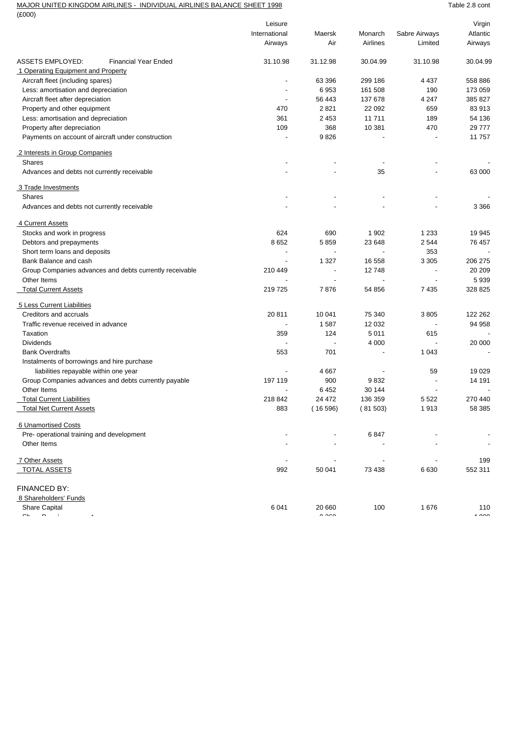MAJOR UNITED KINGDOM AIRLINES - INDIVIDUAL AIRLINES BALANCE SHEET 1998

Table 2.8 cont

(£000)

| | Leisure International Airways | Maersk Air | Monarch Airlines | Sabre Airways Limited | Virgin Atlantic Airways |
|---|---|---|---|---|---|
| ASSETS EMPLOYED: Financial Year Ended | 31.10.98 | 31.12.98 | 30.04.99 | 31.10.98 | 30.04.99 |
| 1 Operating Equipment and Property | | | | | |
| Aircraft fleet (including spares) | - | 63 396 | 299 186 | 4 437 | 558 886 |
| Less: amortisation and depreciation | - | 6 953 | 161 508 | 190 | 173 059 |
| Aircraft fleet after depreciation | - | 56 443 | 137 678 | 4 247 | 385 827 |
| Property and other equipment | 470 | 2 821 | 22 092 | 659 | 83 913 |
| Less: amortisation and depreciation | 361 | 2 453 | 11 711 | 189 | 54 136 |
| Property after depreciation | 109 | 368 | 10 381 | 470 | 29 777 |
| Payments on account of aircraft under construction | - | 9 826 | - | - | 11 757 |
| 2 Interests in Group Companies | | | | | |
| Shares | - | - | - | - | - |
| Advances and debts not currently receivable | - | - | 35 | - | 63 000 |
| 3 Trade Investments | | | | | |
| Shares | - | - | - | - | - |
| Advances and debts not currently receivable | - | - | - | - | 3 366 |
| 4 Current Assets | | | | | |
| Stocks and work in progress | 624 | 690 | 1 902 | 1 233 | 19 945 |
| Debtors and prepayments | 8 652 | 5 859 | 23 648 | 2 544 | 76 457 |
| Short term loans and deposits | - | - | - | 353 | - |
| Bank Balance and cash | - | 1 327 | 16 558 | 3 305 | 206 275 |
| Group Companies advances and debts currently receivable | 210 449 | - | 12 748 | - | 20 209 |
| Other Items | - | - | - | - | 5 939 |
| Total Current Assets | 219 725 | 7 876 | 54 856 | 7 435 | 328 825 |
| 5 Less Current Liabilities | | | | | |
| Creditors and accruals | 20 811 | 10 041 | 75 340 | 3 805 | 122 262 |
| Traffic revenue received in advance | - | 1 587 | 12 032 | - | 94 958 |
| Taxation | 359 | 124 | 5 011 | 615 | - |
| Dividends | - | - | 4 000 | - | 20 000 |
| Bank Overdrafts | 553 | 701 | - | 1 043 | - |
| Instalments of borrowings and hire purchase liabilities repayable within one year | - | 4 667 | - | 59 | 19 029 |
| Group Companies advances and debts currently payable | 197 119 | 900 | 9 832 | - | 14 191 |
| Other Items | - | 6 452 | 30 144 | - | - |
| Total Current Liabilities | 218 842 | 24 472 | 136 359 | 5 522 | 270 440 |
| Total Net Current Assets | 883 | ( 16 596) | ( 81 503) | 1 913 | 58 385 |
| 6 Unamortised Costs | | | | | |
| Pre- operational training and development | - | - | 6 847 | - | - |
| Other Items | - | - | - | - | - |
| 7 Other Assets | - | - | - | - | 199 |
| TOTAL ASSETS | 992 | 50 041 | 73 438 | 6 630 | 552 311 |
| FINANCED BY: | | | | | |
| 8 Shareholders' Funds | | | | | |
| Share Capital | 6 041 | 20 660 | 100 | 1 676 | 110 |